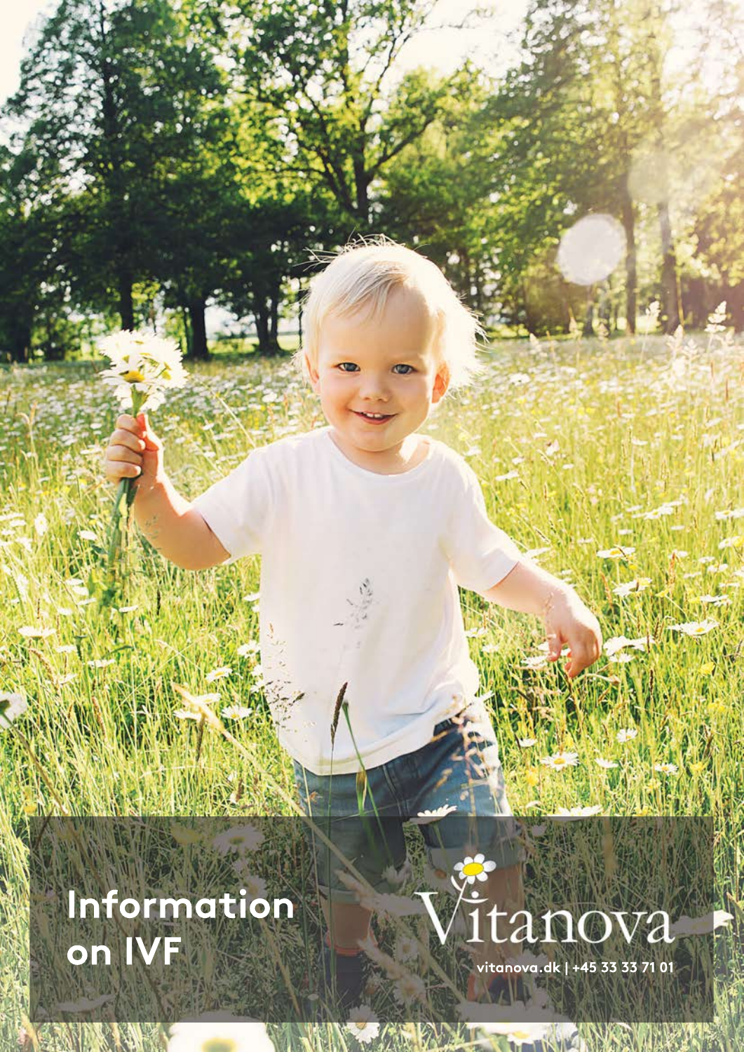# Information on IVF

Vitanova

vitanova.dk | +45 33 33 71 01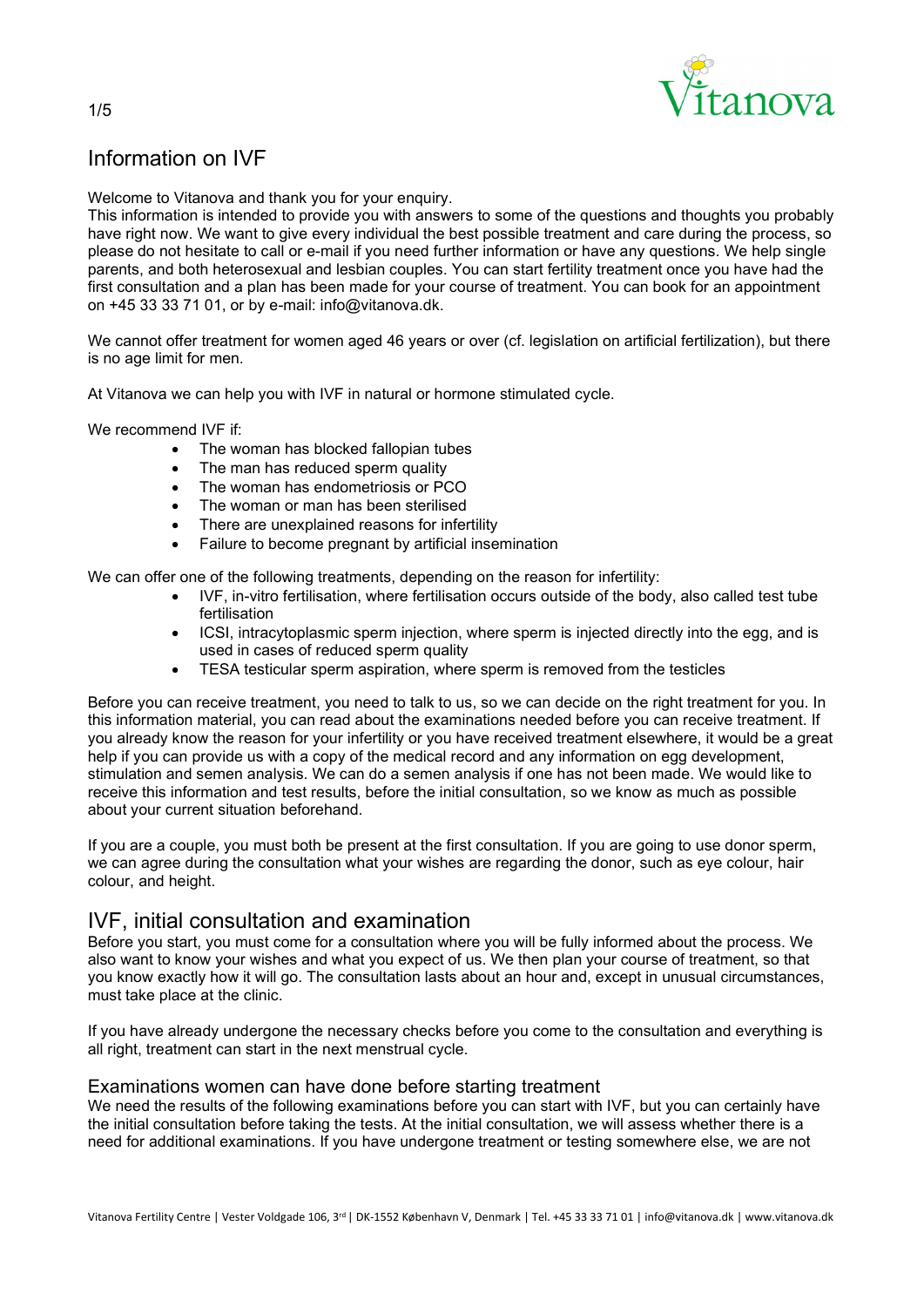# Information on IVF

Welcome to Vitanova and thank you for your enquiry.
This information is intended to provide you with answers to some of the questions and thoughts you probably have right now. We want to give every individual the best possible treatment and care during the process, so please do not hesitate to call or e-mail if you need further information or have any questions. We help single parents, and both heterosexual and lesbian couples. You can start fertility treatment once you have had the first consultation and a plan has been made for your course of treatment. You can book for an appointment on +45 33 33 71 01, or by e-mail: info@vitanova.dk.

We cannot offer treatment for women aged 46 years or over (cf. legislation on artificial fertilization), but there is no age limit for men.

At Vitanova we can help you with IVF in natural or hormone stimulated cycle.

We recommend IVF if:

- The woman has blocked fallopian tubes
- The man has reduced sperm quality
- The woman has endometriosis or PCO
- The woman or man has been sterilised
- There are unexplained reasons for infertility
- Failure to become pregnant by artificial insemination

We can offer one of the following treatments, depending on the reason for infertility:

- IVF, in-vitro fertilisation, where fertilisation occurs outside of the body, also called test tube fertilisation
- ICSI, intracytoplasmic sperm injection, where sperm is injected directly into the egg, and is used in cases of reduced sperm quality
- TESA testicular sperm aspiration, where sperm is removed from the testicles

Before you can receive treatment, you need to talk to us, so we can decide on the right treatment for you. In this information material, you can read about the examinations needed before you can receive treatment. If you already know the reason for your infertility or you have received treatment elsewhere, it would be a great help if you can provide us with a copy of the medical record and any information on egg development, stimulation and semen analysis. We can do a semen analysis if one has not been made. We would like to receive this information and test results, before the initial consultation, so we know as much as possible about your current situation beforehand.

If you are a couple, you must both be present at the first consultation. If you are going to use donor sperm, we can agree during the consultation what your wishes are regarding the donor, such as eye colour, hair colour, and height.

## IVF, initial consultation and examination

Before you start, you must come for a consultation where you will be fully informed about the process. We also want to know your wishes and what you expect of us. We then plan your course of treatment, so that you know exactly how it will go. The consultation lasts about an hour and, except in unusual circumstances, must take place at the clinic.

If you have already undergone the necessary checks before you come to the consultation and everything is all right, treatment can start in the next menstrual cycle.

### Examinations women can have done before starting treatment

We need the results of the following examinations before you can start with IVF, but you can certainly have the initial consultation before taking the tests. At the initial consultation, we will assess whether there is a need for additional examinations. If you have undergone treatment or testing somewhere else, we are not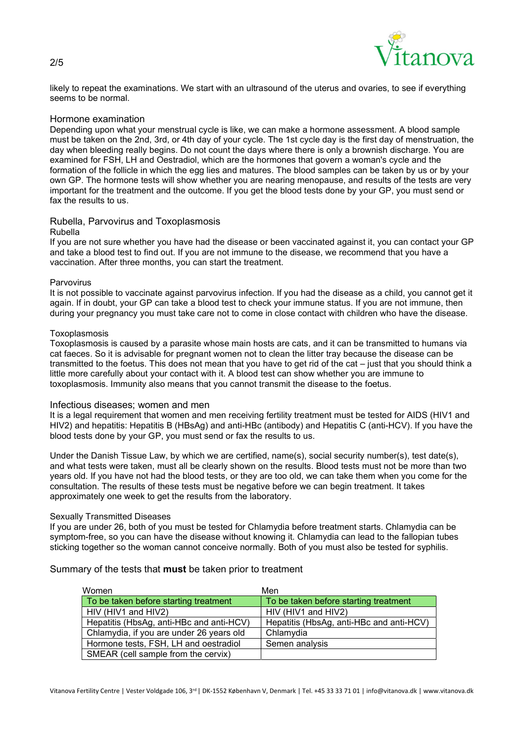likely to repeat the examinations. We start with an ultrasound of the uterus and ovaries, to see if everything seems to be normal.

## Hormone examination

Depending upon what your menstrual cycle is like, we can make a hormone assessment. A blood sample must be taken on the 2nd, 3rd, or 4th day of your cycle. The 1st cycle day is the first day of menstruation, the day when bleeding really begins. Do not count the days where there is only a brownish discharge. You are examined for FSH, LH and Oestradiol, which are the hormones that govern a woman's cycle and the formation of the follicle in which the egg lies and matures. The blood samples can be taken by us or by your own GP. The hormone tests will show whether you are nearing menopause, and results of the tests are very important for the treatment and the outcome. If you get the blood tests done by your GP, you must send or fax the results to us.

## Rubella, Parvovirus and Toxoplasmosis

### Rubella

If you are not sure whether you have had the disease or been vaccinated against it, you can contact your GP and take a blood test to find out. If you are not immune to the disease, we recommend that you have a vaccination. After three months, you can start the treatment.

### Parvovirus

It is not possible to vaccinate against parvovirus infection. If you had the disease as a child, you cannot get it again. If in doubt, your GP can take a blood test to check your immune status. If you are not immune, then during your pregnancy you must take care not to come in close contact with children who have the disease.

### Toxoplasmosis

Toxoplasmosis is caused by a parasite whose main hosts are cats, and it can be transmitted to humans via cat faeces. So it is advisable for pregnant women not to clean the litter tray because the disease can be transmitted to the foetus. This does not mean that you have to get rid of the cat – just that you should think a little more carefully about your contact with it. A blood test can show whether you are immune to toxoplasmosis. Immunity also means that you cannot transmit the disease to the foetus.

## Infectious diseases; women and men

It is a legal requirement that women and men receiving fertility treatment must be tested for AIDS (HIV1 and HIV2) and hepatitis: Hepatitis B (HBsAg) and anti-HBc (antibody) and Hepatitis C (anti-HCV). If you have the blood tests done by your GP, you must send or fax the results to us.

Under the Danish Tissue Law, by which we are certified, name(s), social security number(s), test date(s), and what tests were taken, must all be clearly shown on the results. Blood tests must not be more than two years old. If you have not had the blood tests, or they are too old, we can take them when you come for the consultation. The results of these tests must be negative before we can begin treatment. It takes approximately one week to get the results from the laboratory.

### Sexually Transmitted Diseases

If you are under 26, both of you must be tested for Chlamydia before treatment starts. Chlamydia can be symptom-free, so you can have the disease without knowing it. Chlamydia can lead to the fallopian tubes sticking together so the woman cannot conceive normally. Both of you must also be tested for syphilis.

## Summary of the tests that **must** be taken prior to treatment

| Women | Men |
|---|---|
| To be taken before starting treatment | To be taken before starting treatment |
| HIV (HIV1 and HIV2) | HIV (HIV1 and HIV2) |
| Hepatitis (HbsAg, anti-HBc and anti-HCV) | Hepatitis (HbsAg, anti-HBc and anti-HCV) |
| Chlamydia, if you are under 26 years old | Chlamydia |
| Hormone tests, FSH, LH and oestradiol | Semen analysis |
| SMEAR (cell sample from the cervix) | |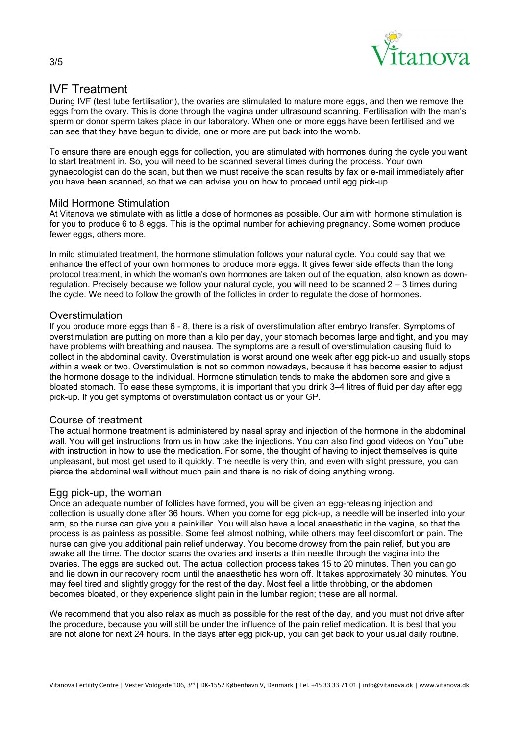# IVF Treatment

During IVF (test tube fertilisation), the ovaries are stimulated to mature more eggs, and then we remove the eggs from the ovary. This is done through the vagina under ultrasound scanning. Fertilisation with the man's sperm or donor sperm takes place in our laboratory. When one or more eggs have been fertilised and we can see that they have begun to divide, one or more are put back into the womb.

To ensure there are enough eggs for collection, you are stimulated with hormones during the cycle you want to start treatment in. So, you will need to be scanned several times during the process. Your own gynaecologist can do the scan, but then we must receive the scan results by fax or e-mail immediately after you have been scanned, so that we can advise you on how to proceed until egg pick-up.

## Mild Hormone Stimulation

At Vitanova we stimulate with as little a dose of hormones as possible. Our aim with hormone stimulation is for you to produce 6 to 8 eggs. This is the optimal number for achieving pregnancy. Some women produce fewer eggs, others more.

In mild stimulated treatment, the hormone stimulation follows your natural cycle. You could say that we enhance the effect of your own hormones to produce more eggs. It gives fewer side effects than the long protocol treatment, in which the woman's own hormones are taken out of the equation, also known as down-regulation. Precisely because we follow your natural cycle, you will need to be scanned 2 – 3 times during the cycle. We need to follow the growth of the follicles in order to regulate the dose of hormones.

## Overstimulation

If you produce more eggs than 6 - 8, there is a risk of overstimulation after embryo transfer. Symptoms of overstimulation are putting on more than a kilo per day, your stomach becomes large and tight, and you may have problems with breathing and nausea. The symptoms are a result of overstimulation causing fluid to collect in the abdominal cavity. Overstimulation is worst around one week after egg pick-up and usually stops within a week or two. Overstimulation is not so common nowadays, because it has become easier to adjust the hormone dosage to the individual. Hormone stimulation tends to make the abdomen sore and give a bloated stomach. To ease these symptoms, it is important that you drink 3–4 litres of fluid per day after egg pick-up. If you get symptoms of overstimulation contact us or your GP.

## Course of treatment

The actual hormone treatment is administered by nasal spray and injection of the hormone in the abdominal wall. You will get instructions from us in how take the injections. You can also find good videos on YouTube with instruction in how to use the medication. For some, the thought of having to inject themselves is quite unpleasant, but most get used to it quickly. The needle is very thin, and even with slight pressure, you can pierce the abdominal wall without much pain and there is no risk of doing anything wrong.

## Egg pick-up, the woman

Once an adequate number of follicles have formed, you will be given an egg-releasing injection and collection is usually done after 36 hours. When you come for egg pick-up, a needle will be inserted into your arm, so the nurse can give you a painkiller. You will also have a local anaesthetic in the vagina, so that the process is as painless as possible. Some feel almost nothing, while others may feel discomfort or pain. The nurse can give you additional pain relief underway. You become drowsy from the pain relief, but you are awake all the time. The doctor scans the ovaries and inserts a thin needle through the vagina into the ovaries. The eggs are sucked out. The actual collection process takes 15 to 20 minutes. Then you can go and lie down in our recovery room until the anaesthetic has worn off. It takes approximately 30 minutes. You may feel tired and slightly groggy for the rest of the day. Most feel a little throbbing, or the abdomen becomes bloated, or they experience slight pain in the lumbar region; these are all normal.

We recommend that you also relax as much as possible for the rest of the day, and you must not drive after the procedure, because you will still be under the influence of the pain relief medication. It is best that you are not alone for next 24 hours. In the days after egg pick-up, you can get back to your usual daily routine.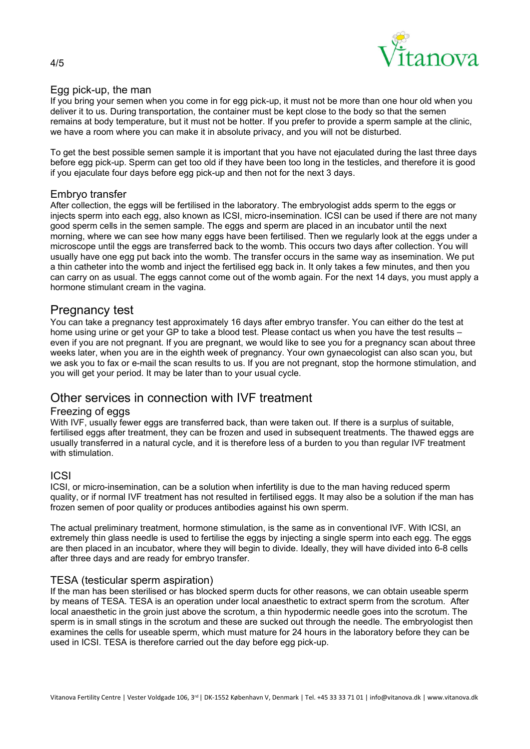### Egg pick-up, the man

If you bring your semen when you come in for egg pick-up, it must not be more than one hour old when you deliver it to us. During transportation, the container must be kept close to the body so that the semen remains at body temperature, but it must not be hotter. If you prefer to provide a sperm sample at the clinic, we have a room where you can make it in absolute privacy, and you will not be disturbed.

To get the best possible semen sample it is important that you have not ejaculated during the last three days before egg pick-up. Sperm can get too old if they have been too long in the testicles, and therefore it is good if you ejaculate four days before egg pick-up and then not for the next 3 days.

### Embryo transfer

After collection, the eggs will be fertilised in the laboratory. The embryologist adds sperm to the eggs or injects sperm into each egg, also known as ICSI, micro-insemination. ICSI can be used if there are not many good sperm cells in the semen sample. The eggs and sperm are placed in an incubator until the next morning, where we can see how many eggs have been fertilised. Then we regularly look at the eggs under a microscope until the eggs are transferred back to the womb. This occurs two days after collection. You will usually have one egg put back into the womb. The transfer occurs in the same way as insemination. We put a thin catheter into the womb and inject the fertilised egg back in. It only takes a few minutes, and then you can carry on as usual. The eggs cannot come out of the womb again. For the next 14 days, you must apply a hormone stimulant cream in the vagina.

## Pregnancy test

You can take a pregnancy test approximately 16 days after embryo transfer. You can either do the test at home using urine or get your GP to take a blood test. Please contact us when you have the test results – even if you are not pregnant. If you are pregnant, we would like to see you for a pregnancy scan about three weeks later, when you are in the eighth week of pregnancy. Your own gynaecologist can also scan you, but we ask you to fax or e-mail the scan results to us. If you are not pregnant, stop the hormone stimulation, and you will get your period. It may be later than to your usual cycle.

## Other services in connection with IVF treatment

### Freezing of eggs

With IVF, usually fewer eggs are transferred back, than were taken out. If there is a surplus of suitable, fertilised eggs after treatment, they can be frozen and used in subsequent treatments. The thawed eggs are usually transferred in a natural cycle, and it is therefore less of a burden to you than regular IVF treatment with stimulation.

### ICSI

ICSI, or micro-insemination, can be a solution when infertility is due to the man having reduced sperm quality, or if normal IVF treatment has not resulted in fertilised eggs. It may also be a solution if the man has frozen semen of poor quality or produces antibodies against his own sperm.

The actual preliminary treatment, hormone stimulation, is the same as in conventional IVF. With ICSI, an extremely thin glass needle is used to fertilise the eggs by injecting a single sperm into each egg. The eggs are then placed in an incubator, where they will begin to divide. Ideally, they will have divided into 6-8 cells after three days and are ready for embryo transfer.

### TESA (testicular sperm aspiration)

If the man has been sterilised or has blocked sperm ducts for other reasons, we can obtain useable sperm by means of TESA. TESA is an operation under local anaesthetic to extract sperm from the scrotum. After local anaesthetic in the groin just above the scrotum, a thin hypodermic needle goes into the scrotum. The sperm is in small stings in the scrotum and these are sucked out through the needle. The embryologist then examines the cells for useable sperm, which must mature for 24 hours in the laboratory before they can be used in ICSI. TESA is therefore carried out the day before egg pick-up.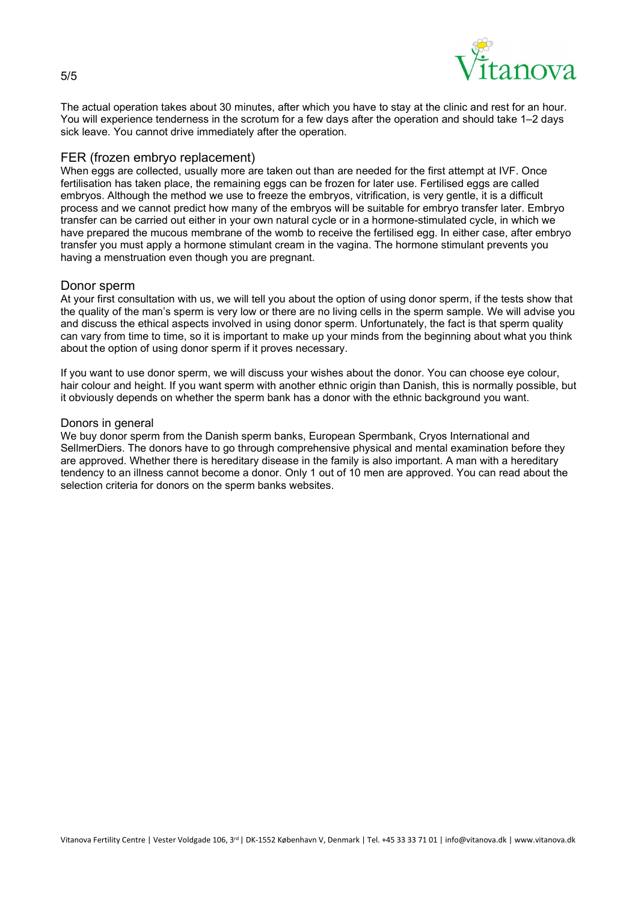The actual operation takes about 30 minutes, after which you have to stay at the clinic and rest for an hour. You will experience tenderness in the scrotum for a few days after the operation and should take 1–2 days sick leave. You cannot drive immediately after the operation.

## FER (frozen embryo replacement)

When eggs are collected, usually more are taken out than are needed for the first attempt at IVF. Once fertilisation has taken place, the remaining eggs can be frozen for later use. Fertilised eggs are called embryos. Although the method we use to freeze the embryos, vitrification, is very gentle, it is a difficult process and we cannot predict how many of the embryos will be suitable for embryo transfer later. Embryo transfer can be carried out either in your own natural cycle or in a hormone-stimulated cycle, in which we have prepared the mucous membrane of the womb to receive the fertilised egg. In either case, after embryo transfer you must apply a hormone stimulant cream in the vagina. The hormone stimulant prevents you having a menstruation even though you are pregnant.

## Donor sperm

At your first consultation with us, we will tell you about the option of using donor sperm, if the tests show that the quality of the man's sperm is very low or there are no living cells in the sperm sample. We will advise you and discuss the ethical aspects involved in using donor sperm. Unfortunately, the fact is that sperm quality can vary from time to time, so it is important to make up your minds from the beginning about what you think about the option of using donor sperm if it proves necessary.

If you want to use donor sperm, we will discuss your wishes about the donor. You can choose eye colour, hair colour and height. If you want sperm with another ethnic origin than Danish, this is normally possible, but it obviously depends on whether the sperm bank has a donor with the ethnic background you want.

### Donors in general

We buy donor sperm from the Danish sperm banks, European Spermbank, Cryos International and SellmerDiers. The donors have to go through comprehensive physical and mental examination before they are approved. Whether there is hereditary disease in the family is also important. A man with a hereditary tendency to an illness cannot become a donor. Only 1 out of 10 men are approved. You can read about the selection criteria for donors on the sperm banks websites.